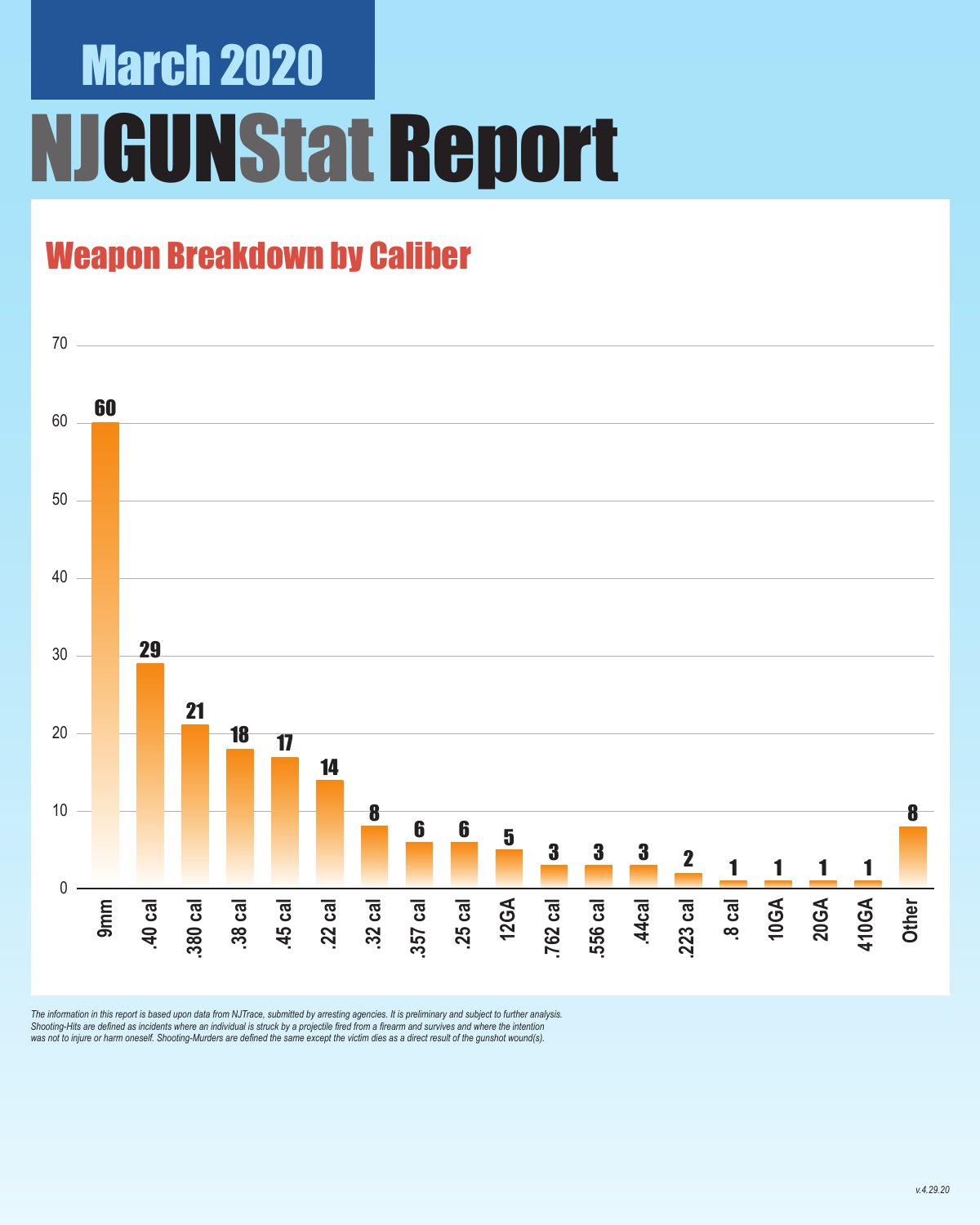# March 2020

# NJGUNStat Report

## Weapon Breakdown by Caliber

| Caliber | Count |
|---|---|
| 9mm | 60 |
| .40 cal | 29 |
| .380 cal | 21 |
| .38 cal | 18 |
| .45 cal | 17 |
| .22 cal | 14 |
| .32 cal | 8 |
| .357 cal | 6 |
| .25 cal | 6 |
| 12GA | 5 |
| .762 cal | 3 |
| .556 cal | 3 |
| .44cal | 3 |
| .223 cal | 2 |
| .8 cal | 1 |
| 10GA | 1 |
| 20GA | 1 |
| 410GA | 1 |
| Other | 8 |

*The information in this report is based upon data from NJTrace, submitted by arresting agencies. It is preliminary and subject to further analysis. Shooting-Hits are defined as incidents where an individual is struck by a projectile fired from a firearm and survives and where the intention was not to injure or harm oneself. Shooting-Murders are defined the same except the victim dies as a direct result of the gunshot wound(s).*

v.4.29.20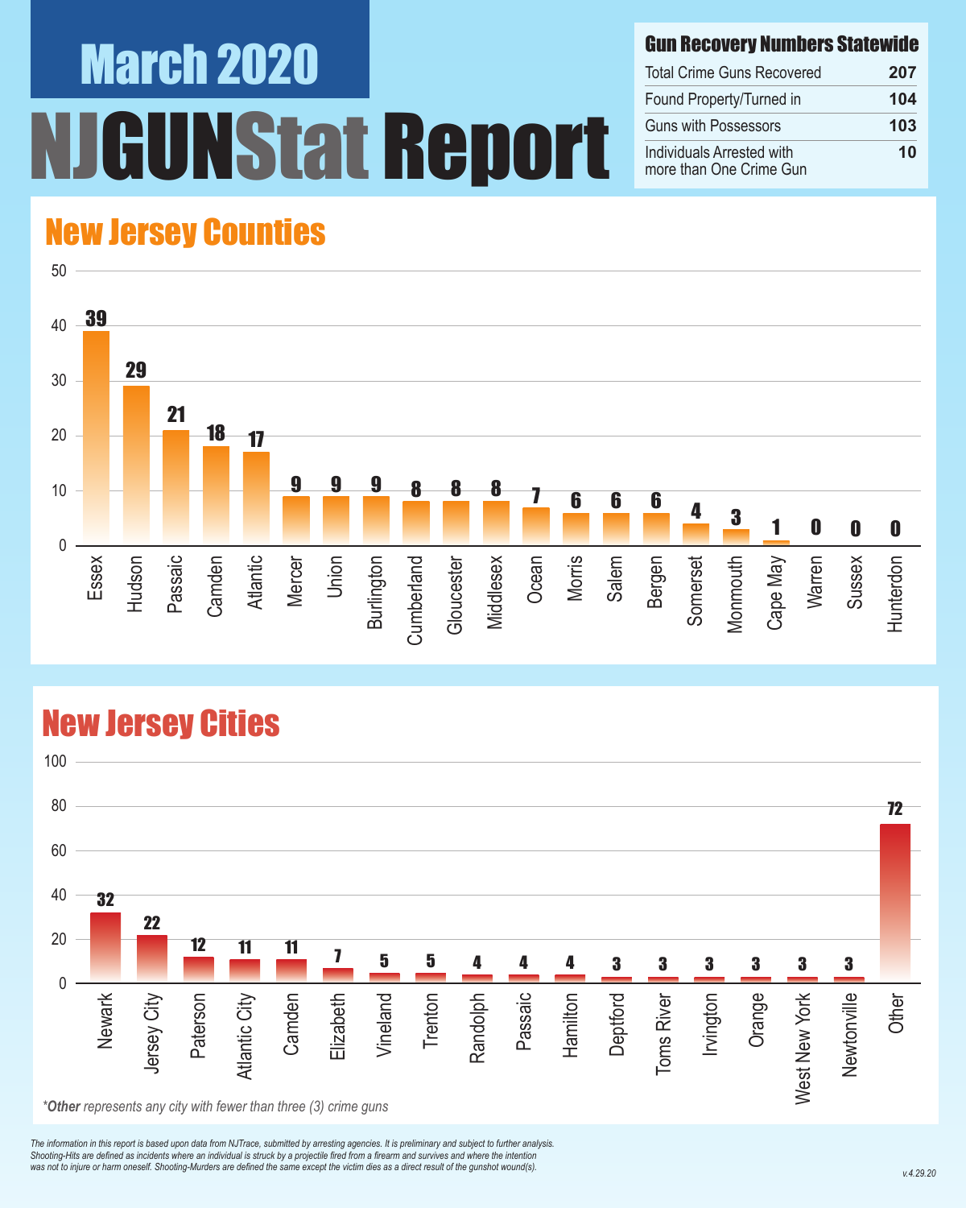# March 2020

# NJGUNStat Report

## Gun Recovery Numbers Statewide

| Gun Recovery Numbers Statewide | |
|---|---|
| Total Crime Guns Recovered | 207 |
| Found Property/Turned in | 104 |
| Guns with Possessors | 103 |
| Individuals Arrested with more than One Crime Gun | 10 |

## New Jersey Counties

| County | Crime Guns |
|---|---|
| Essex | 39 |
| Hudson | 29 |
| Passaic | 21 |
| Camden | 18 |
| Atlantic | 17 |
| Mercer | 9 |
| Union | 9 |
| Burlington | 9 |
| Cumberland | 8 |
| Gloucester | 8 |
| Middlesex | 8 |
| Ocean | 7 |
| Morris | 6 |
| Salem | 6 |
| Bergen | 6 |
| Somerset | 4 |
| Monmouth | 3 |
| Cape May | 1 |
| Warren | 0 |
| Sussex | 0 |
| Hunterdon | 0 |

## New Jersey Cities

| City | Crime Guns |
|---|---|
| Newark | 32 |
| Jersey City | 22 |
| Paterson | 12 |
| Atlantic City | 11 |
| Camden | 11 |
| Elizabeth | 7 |
| Vineland | 5 |
| Trenton | 5 |
| Randolph | 4 |
| Passaic | 4 |
| Hamilton | 4 |
| Deptford | 3 |
| Toms River | 3 |
| Irvington | 3 |
| Orange | 3 |
| West New York | 3 |
| Newtonville | 3 |
| Other | 72 |

*\*Other represents any city with fewer than three (3) crime guns*

*The information in this report is based upon data from NJTrace, submitted by arresting agencies. It is preliminary and subject to further analysis. Shooting-Hits are defined as incidents where an individual is struck by a projectile fired from a firearm and survives and where the intention was not to injure or harm oneself. Shooting-Murders are defined the same except the victim dies as a direct result of the gunshot wound(s).*

v.4.29.20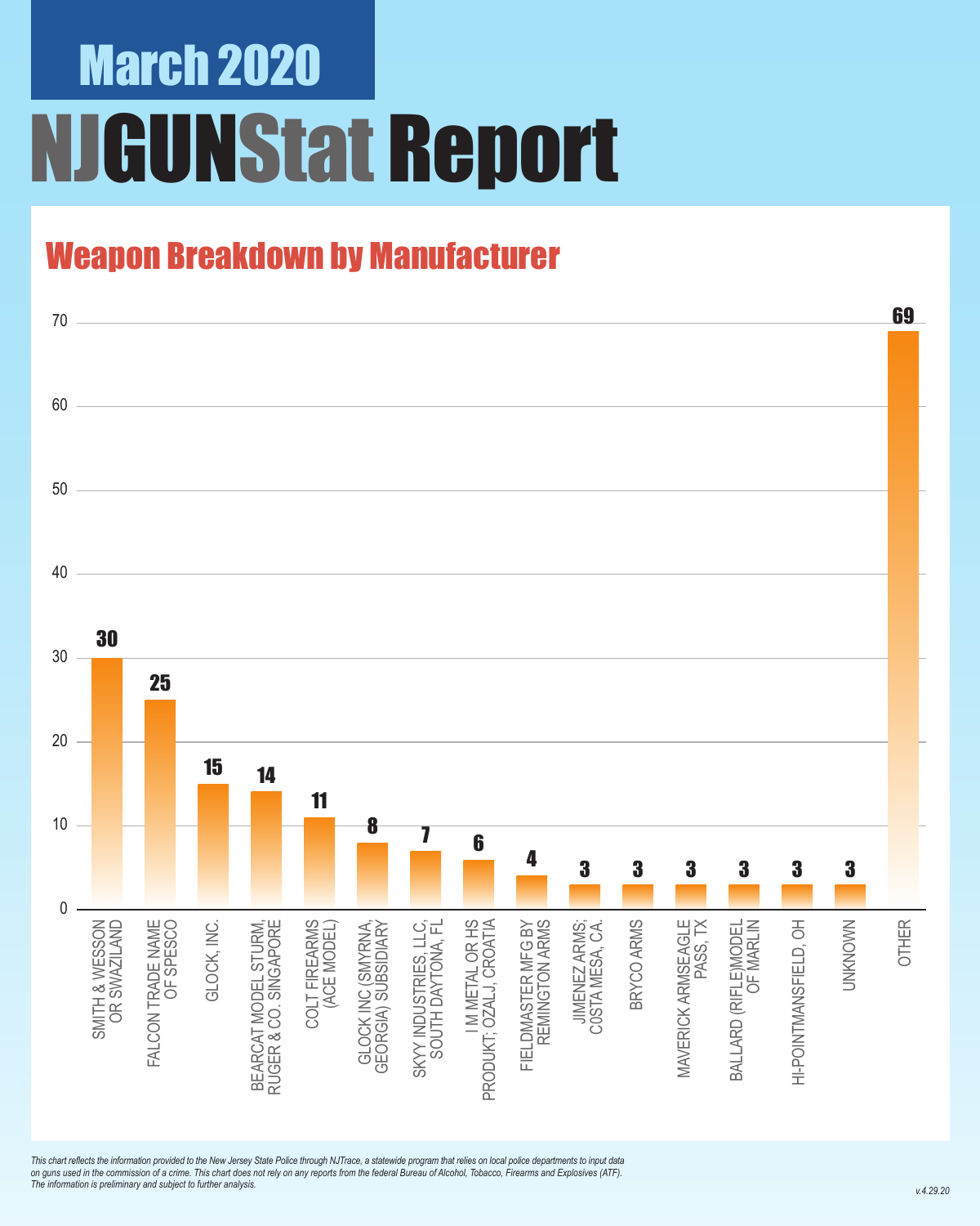# March 2020

# NJGUNStat Report

## Weapon Breakdown by Manufacturer

| Manufacturer | Count |
|---|---|
| SMITH & WESSON OR SWAZILAND | 30 |
| FALCON TRADE NAME OF SPESCO | 25 |
| GLOCK, INC. | 15 |
| BEARCAT MODEL STURM, RUGER & CO. SINGAPORE | 14 |
| COLT FIREARMS (ACE MODEL) | 11 |
| GLOCK INC (SMYRNA, GEORGIA) SUBSIDIARY | 8 |
| SKYY INDUSTRIES, LLC, SOUTH DAYTONA, FL | 7 |
| I M METAL OR HS PRODUKT; OZALJ, CROATIA | 6 |
| FIELDMASTER MFG BY REMINGTON ARMS | 4 |
| JIMENEZ ARMS; C0STA MESA, CA. | 3 |
| BRYCO ARMS | 3 |
| MAVERICK ARMSEAGLE PASS, TX | 3 |
| BALLARD (RIFLE)MODEL OF MARLIN | 3 |
| HI-POINTMANSFIELD, OH | 3 |
| UNKNOWN | 3 |
| OTHER | 69 |

*This chart reflects the information provided to the New Jersey State Police through NJTrace, a statewide program that relies on local police departments to input data on guns used in the commission of a crime. This chart does not rely on any reports from the federal Bureau of Alcohol, Tobacco, Firearms and Explosives (ATF). The information is preliminary and subject to further analysis.*

*v.4.29.20*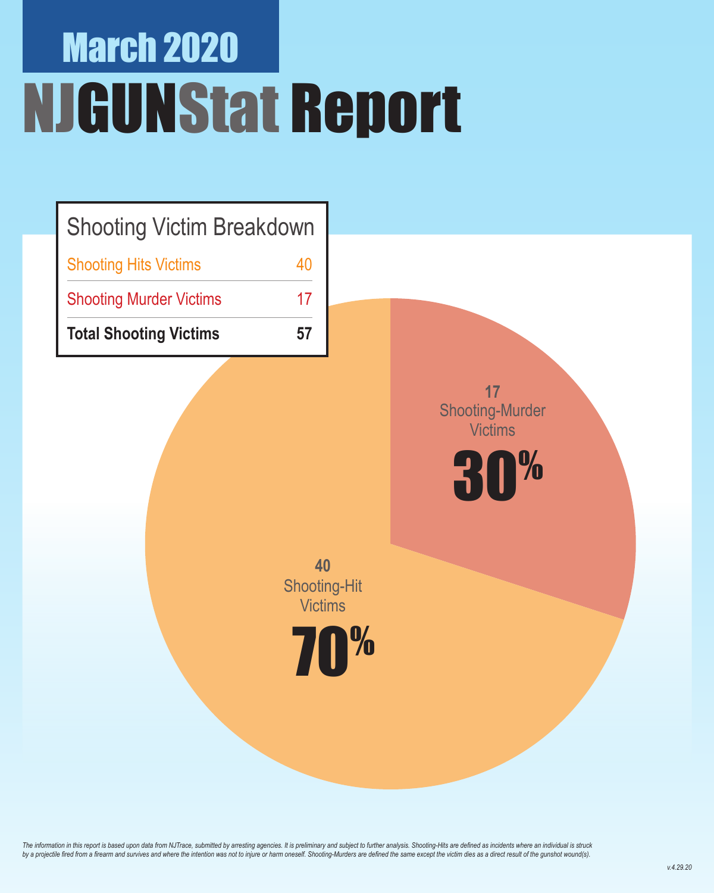# March 2020

# NJGUNStat Report

## Shooting Victim Breakdown

| | |
|---|---|
| Shooting Hits Victims | 40 |
| Shooting Murder Victims | 17 |
| **Total Shooting Victims** | **57** |

17
Shooting-Murder Victims
30%

40
Shooting-Hit Victims
70%

*The information in this report is based upon data from NJTrace, submitted by arresting agencies. It is preliminary and subject to further analysis. Shooting-Hits are defined as incidents where an individual is struck by a projectile fired from a firearm and survives and where the intention was not to injure or harm oneself. Shooting-Murders are defined the same except the victim dies as a direct result of the gunshot wound(s).*

v.4.29.20